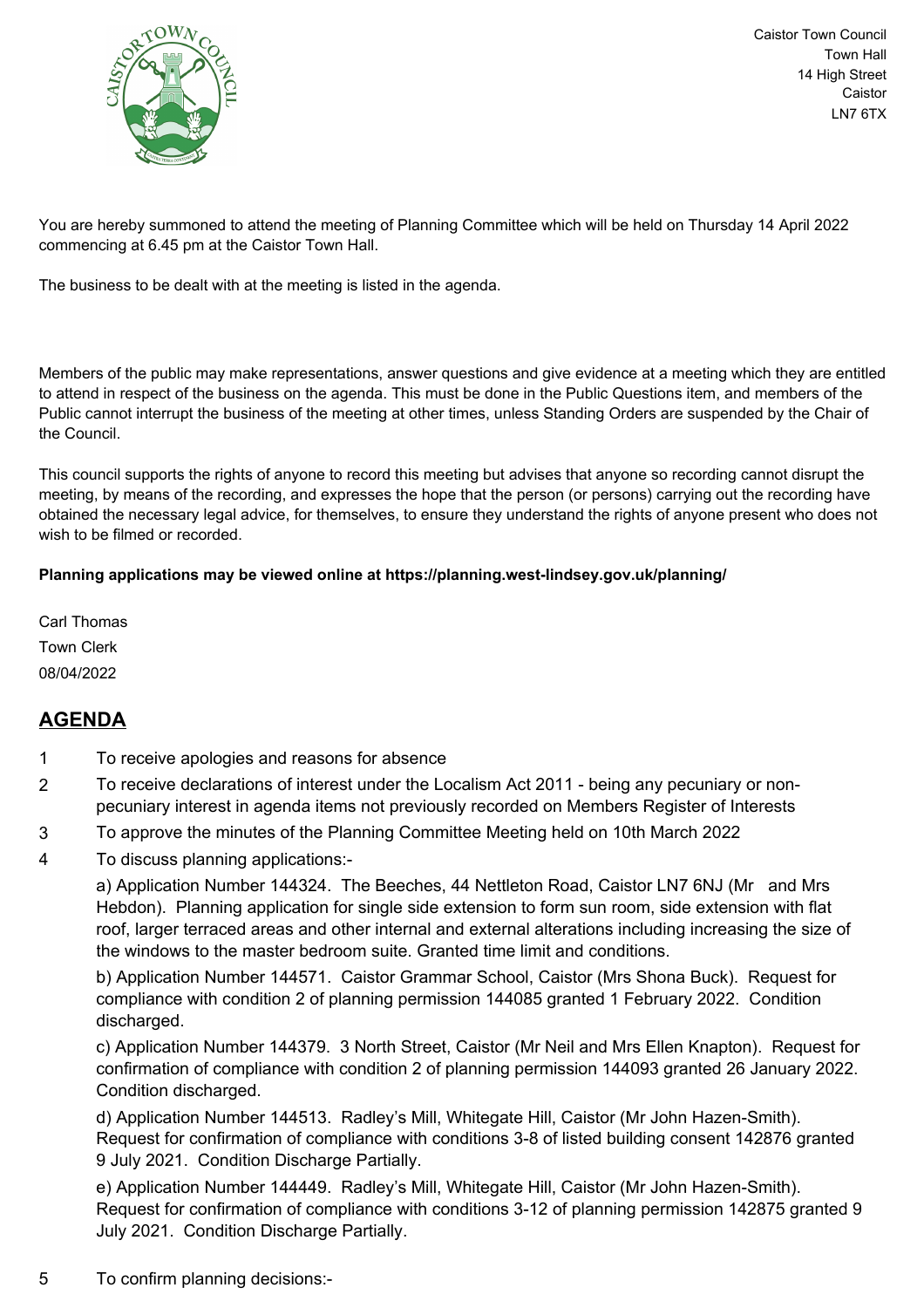Caistor Town Council
Town Hall
14 High Street
Caistor
LN7 6TX

You are hereby summoned to attend the meeting of Planning Committee which will be held on Thursday 14 April 2022 commencing at 6.45 pm at the Caistor Town Hall.

The business to be dealt with at the meeting is listed in the agenda.

Members of the public may make representations, answer questions and give evidence at a meeting which they are entitled to attend in respect of the business on the agenda. This must be done in the Public Questions item, and members of the Public cannot interrupt the business of the meeting at other times, unless Standing Orders are suspended by the Chair of the Council.

This council supports the rights of anyone to record this meeting but advises that anyone so recording cannot disrupt the meeting, by means of the recording, and expresses the hope that the person (or persons) carrying out the recording have obtained the necessary legal advice, for themselves, to ensure they understand the rights of anyone present who does not wish to be filmed or recorded.

**Planning applications may be viewed online at https://planning.west-lindsey.gov.uk/planning/**

Carl Thomas
Town Clerk
08/04/2022

## AGENDA

1 To receive apologies and reasons for absence

2 To receive declarations of interest under the Localism Act 2011 - being any pecuniary or non-pecuniary interest in agenda items not previously recorded on Members Register of Interests

3 To approve the minutes of the Planning Committee Meeting held on 10th March 2022

4 To discuss planning applications:-

a) Application Number 144324. The Beeches, 44 Nettleton Road, Caistor LN7 6NJ (Mr and Mrs Hebdon). Planning application for single side extension to form sun room, side extension with flat roof, larger terraced areas and other internal and external alterations including increasing the size of the windows to the master bedroom suite. Granted time limit and conditions.

b) Application Number 144571. Caistor Grammar School, Caistor (Mrs Shona Buck). Request for compliance with condition 2 of planning permission 144085 granted 1 February 2022. Condition discharged.

c) Application Number 144379. 3 North Street, Caistor (Mr Neil and Mrs Ellen Knapton). Request for confirmation of compliance with condition 2 of planning permission 144093 granted 26 January 2022. Condition discharged.

d) Application Number 144513. Radley's Mill, Whitegate Hill, Caistor (Mr John Hazen-Smith). Request for confirmation of compliance with conditions 3-8 of listed building consent 142876 granted 9 July 2021. Condition Discharge Partially.

e) Application Number 144449. Radley's Mill, Whitegate Hill, Caistor (Mr John Hazen-Smith). Request for confirmation of compliance with conditions 3-12 of planning permission 142875 granted 9 July 2021. Condition Discharge Partially.

5 To confirm planning decisions:-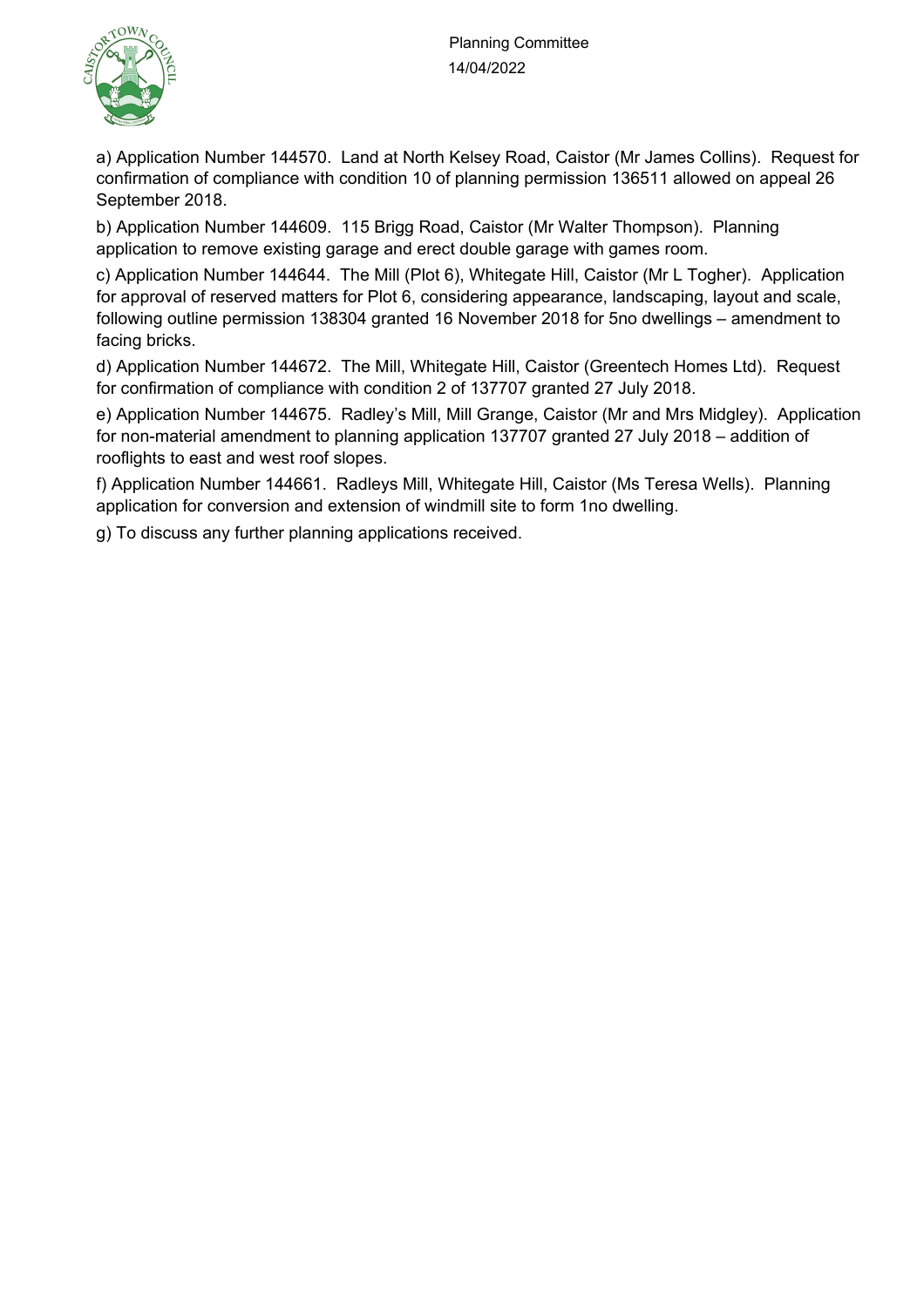a) Application Number 144570. Land at North Kelsey Road, Caistor (Mr James Collins). Request for confirmation of compliance with condition 10 of planning permission 136511 allowed on appeal 26 September 2018.

b) Application Number 144609. 115 Brigg Road, Caistor (Mr Walter Thompson). Planning application to remove existing garage and erect double garage with games room.

c) Application Number 144644. The Mill (Plot 6), Whitegate Hill, Caistor (Mr L Togher). Application for approval of reserved matters for Plot 6, considering appearance, landscaping, layout and scale, following outline permission 138304 granted 16 November 2018 for 5no dwellings – amendment to facing bricks.

d) Application Number 144672. The Mill, Whitegate Hill, Caistor (Greentech Homes Ltd). Request for confirmation of compliance with condition 2 of 137707 granted 27 July 2018.

e) Application Number 144675. Radley's Mill, Mill Grange, Caistor (Mr and Mrs Midgley). Application for non-material amendment to planning application 137707 granted 27 July 2018 – addition of rooflights to east and west roof slopes.

f) Application Number 144661. Radleys Mill, Whitegate Hill, Caistor (Ms Teresa Wells). Planning application for conversion and extension of windmill site to form 1no dwelling.

g) To discuss any further planning applications received.